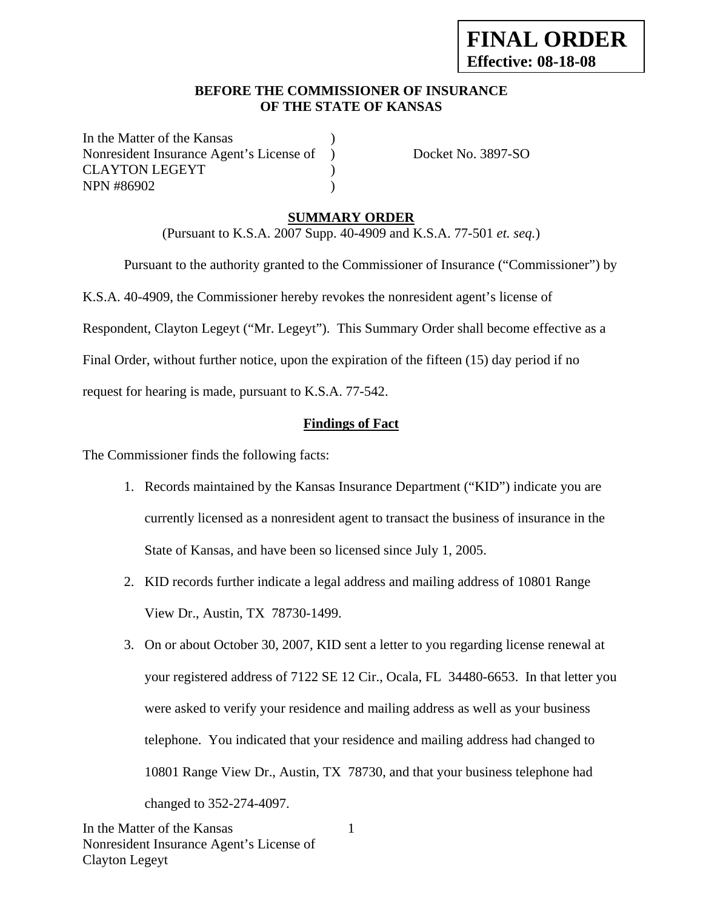**FINAL ORDER**
**Effective: 08-18-08**

**BEFORE THE COMMISSIONER OF INSURANCE OF THE STATE OF KANSAS**

In the Matter of the Kansas Nonresident Insurance Agent's License of CLAYTON LEGEYT NPN #86902

Docket No. 3897-SO

## SUMMARY ORDER

(Pursuant to K.S.A. 2007 Supp. 40-4909 and K.S.A. 77-501 *et. seq.*)

Pursuant to the authority granted to the Commissioner of Insurance ("Commissioner") by K.S.A. 40-4909, the Commissioner hereby revokes the nonresident agent's license of Respondent, Clayton Legeyt ("Mr. Legeyt"). This Summary Order shall become effective as a Final Order, without further notice, upon the expiration of the fifteen (15) day period if no request for hearing is made, pursuant to K.S.A. 77-542.

### Findings of Fact

The Commissioner finds the following facts:

1. Records maintained by the Kansas Insurance Department ("KID") indicate you are currently licensed as a nonresident agent to transact the business of insurance in the State of Kansas, and have been so licensed since July 1, 2005.
2. KID records further indicate a legal address and mailing address of 10801 Range View Dr., Austin, TX 78730-1499.
3. On or about October 30, 2007, KID sent a letter to you regarding license renewal at your registered address of 7122 SE 12 Cir., Ocala, FL 34480-6653. In that letter you were asked to verify your residence and mailing address as well as your business telephone. You indicated that your residence and mailing address had changed to 10801 Range View Dr., Austin, TX 78730, and that your business telephone had changed to 352-274-4097.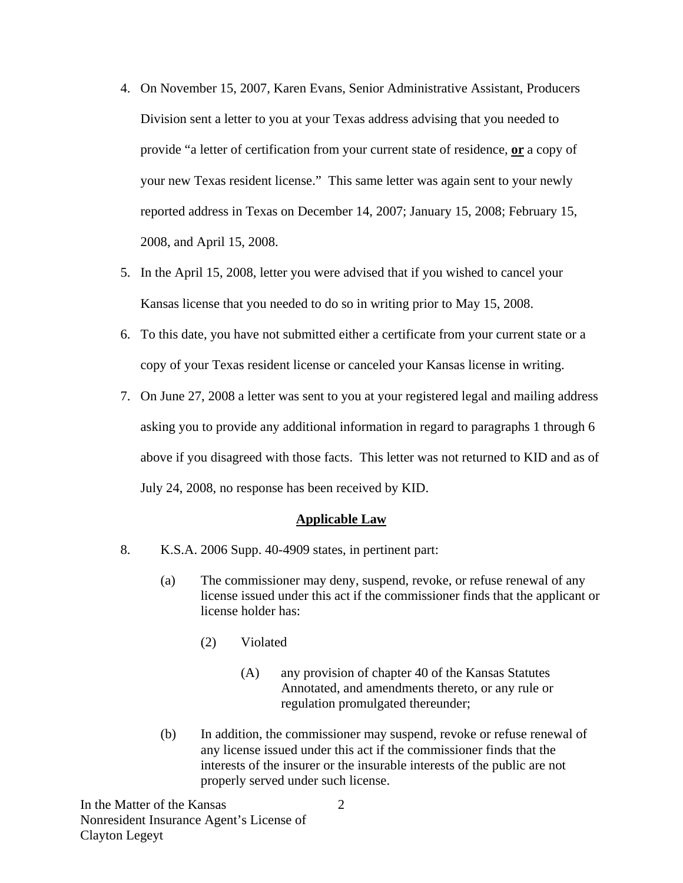4. On November 15, 2007, Karen Evans, Senior Administrative Assistant, Producers Division sent a letter to you at your Texas address advising that you needed to provide "a letter of certification from your current state of residence, **<u>or</u>** a copy of your new Texas resident license." This same letter was again sent to your newly reported address in Texas on December 14, 2007; January 15, 2008; February 15, 2008, and April 15, 2008.

5. In the April 15, 2008, letter you were advised that if you wished to cancel your Kansas license that you needed to do so in writing prior to May 15, 2008.

6. To this date, you have not submitted either a certificate from your current state or a copy of your Texas resident license or canceled your Kansas license in writing.

7. On June 27, 2008 a letter was sent to you at your registered legal and mailing address asking you to provide any additional information in regard to paragraphs 1 through 6 above if you disagreed with those facts. This letter was not returned to KID and as of July 24, 2008, no response has been received by KID.

**<u>Applicable Law</u>**

8. K.S.A. 2006 Supp. 40-4909 states, in pertinent part:

   (a) The commissioner may deny, suspend, revoke, or refuse renewal of any license issued under this act if the commissioner finds that the applicant or license holder has:

      (2) Violated

         (A) any provision of chapter 40 of the Kansas Statutes Annotated, and amendments thereto, or any rule or regulation promulgated thereunder;

   (b) In addition, the commissioner may suspend, revoke or refuse renewal of any license issued under this act if the commissioner finds that the interests of the insurer or the insurable interests of the public are not properly served under such license.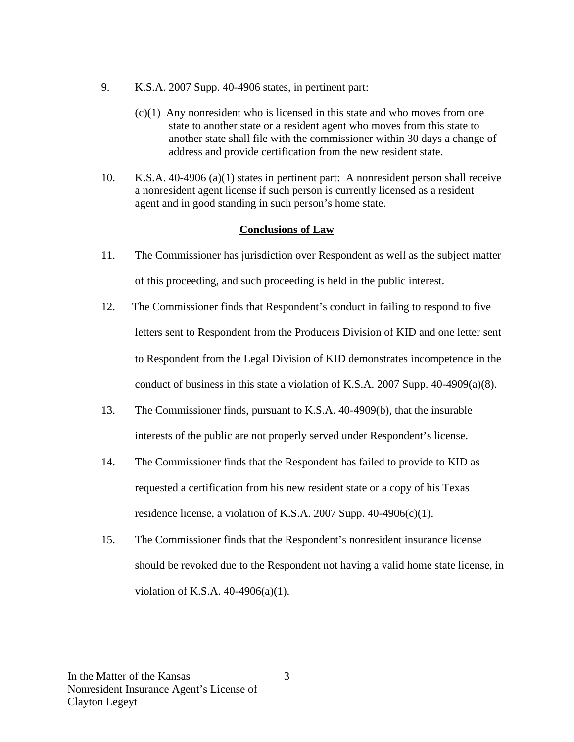9. K.S.A. 2007 Supp. 40-4906 states, in pertinent part:

   (c)(1) Any nonresident who is licensed in this state and who moves from one state to another state or a resident agent who moves from this state to another state shall file with the commissioner within 30 days a change of address and provide certification from the new resident state.

10. K.S.A. 40-4906 (a)(1) states in pertinent part: A nonresident person shall receive a nonresident agent license if such person is currently licensed as a resident agent and in good standing in such person's home state.

## Conclusions of Law

11. The Commissioner has jurisdiction over Respondent as well as the subject matter of this proceeding, and such proceeding is held in the public interest.

12. The Commissioner finds that Respondent's conduct in failing to respond to five letters sent to Respondent from the Producers Division of KID and one letter sent to Respondent from the Legal Division of KID demonstrates incompetence in the conduct of business in this state a violation of K.S.A. 2007 Supp. 40-4909(a)(8).

13. The Commissioner finds, pursuant to K.S.A. 40-4909(b), that the insurable interests of the public are not properly served under Respondent's license.

14. The Commissioner finds that the Respondent has failed to provide to KID as requested a certification from his new resident state or a copy of his Texas residence license, a violation of K.S.A. 2007 Supp. 40-4906(c)(1).

15. The Commissioner finds that the Respondent's nonresident insurance license should be revoked due to the Respondent not having a valid home state license, in violation of K.S.A. 40-4906(a)(1).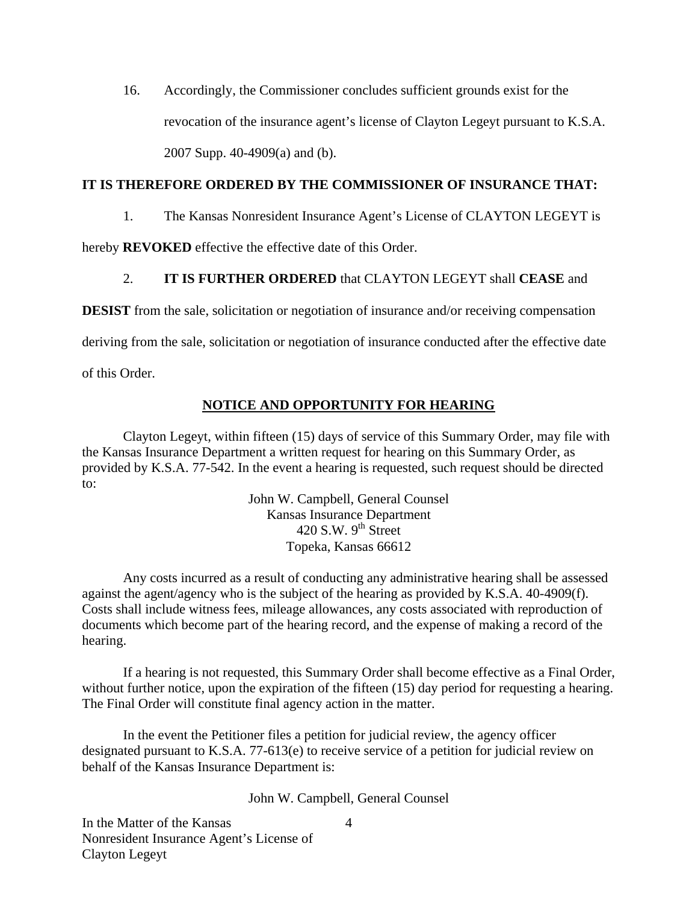16. Accordingly, the Commissioner concludes sufficient grounds exist for the revocation of the insurance agent's license of Clayton Legeyt pursuant to K.S.A. 2007 Supp. 40-4909(a) and (b).

**IT IS THEREFORE ORDERED BY THE COMMISSIONER OF INSURANCE THAT:**

1. The Kansas Nonresident Insurance Agent's License of CLAYTON LEGEYT is hereby **REVOKED** effective the effective date of this Order.

2. **IT IS FURTHER ORDERED** that CLAYTON LEGEYT shall **CEASE** and **DESIST** from the sale, solicitation or negotiation of insurance and/or receiving compensation deriving from the sale, solicitation or negotiation of insurance conducted after the effective date of this Order.

## NOTICE AND OPPORTUNITY FOR HEARING

Clayton Legeyt, within fifteen (15) days of service of this Summary Order, may file with the Kansas Insurance Department a written request for hearing on this Summary Order, as provided by K.S.A. 77-542. In the event a hearing is requested, such request should be directed to:

John W. Campbell, General Counsel
Kansas Insurance Department
420 S.W. 9th Street
Topeka, Kansas 66612

Any costs incurred as a result of conducting any administrative hearing shall be assessed against the agent/agency who is the subject of the hearing as provided by K.S.A. 40-4909(f). Costs shall include witness fees, mileage allowances, any costs associated with reproduction of documents which become part of the hearing record, and the expense of making a record of the hearing.

If a hearing is not requested, this Summary Order shall become effective as a Final Order, without further notice, upon the expiration of the fifteen (15) day period for requesting a hearing. The Final Order will constitute final agency action in the matter.

In the event the Petitioner files a petition for judicial review, the agency officer designated pursuant to K.S.A. 77-613(e) to receive service of a petition for judicial review on behalf of the Kansas Insurance Department is:

John W. Campbell, General Counsel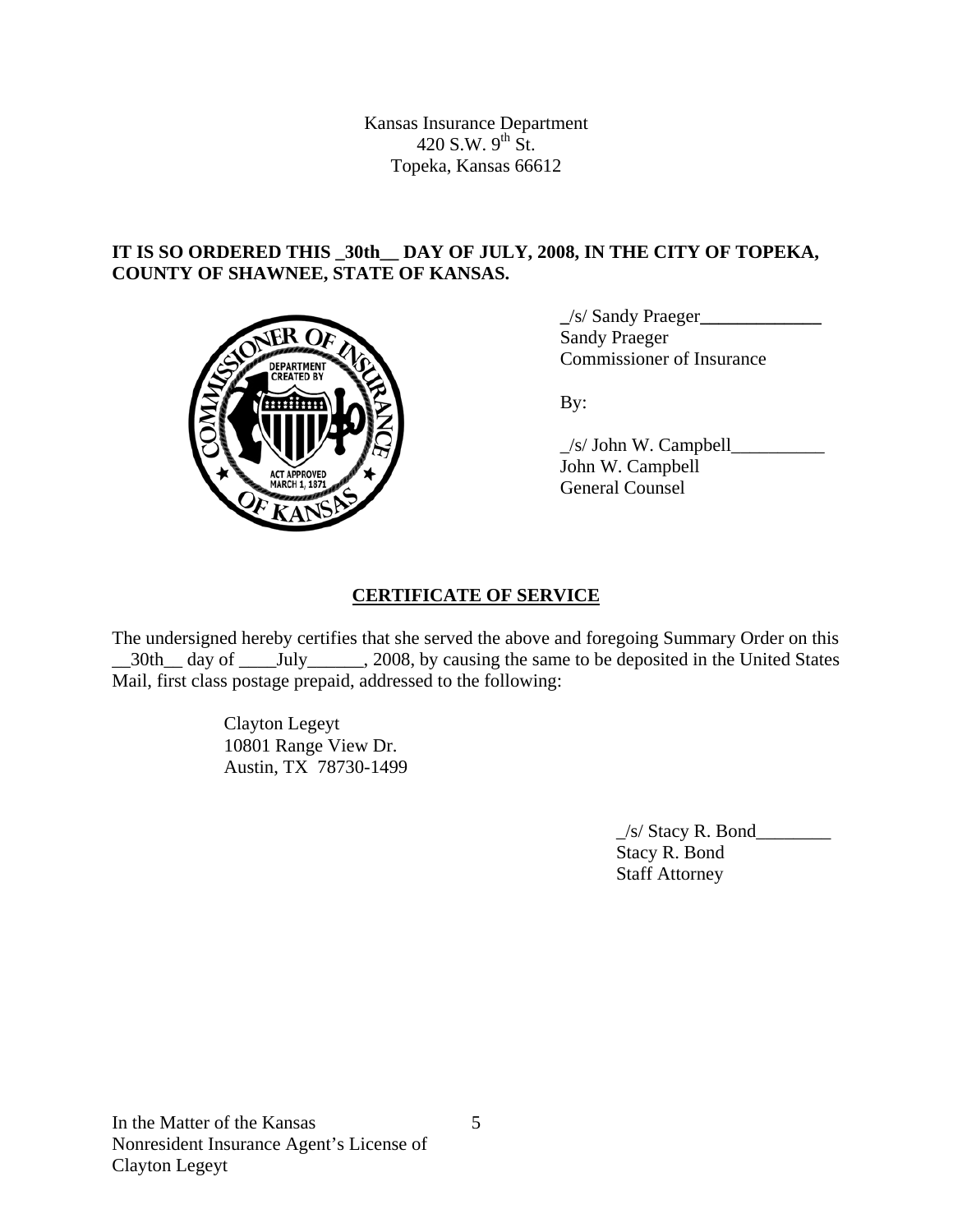Kansas Insurance Department
420 S.W. 9th St.
Topeka, Kansas 66612

**IT IS SO ORDERED THIS _30th__ DAY OF JULY, 2008, IN THE CITY OF TOPEKA, COUNTY OF SHAWNEE, STATE OF KANSAS.**

_/s/ Sandy Praeger_____________
Sandy Praeger
Commissioner of Insurance

By:

_/s/ John W. Campbell__________
John W. Campbell
General Counsel

## CERTIFICATE OF SERVICE

The undersigned hereby certifies that she served the above and foregoing Summary Order on this __30th__ day of ____July______, 2008, by causing the same to be deposited in the United States Mail, first class postage prepaid, addressed to the following:

Clayton Legeyt
10801 Range View Dr.
Austin, TX 78730-1499

_/s/ Stacy R. Bond________
Stacy R. Bond
Staff Attorney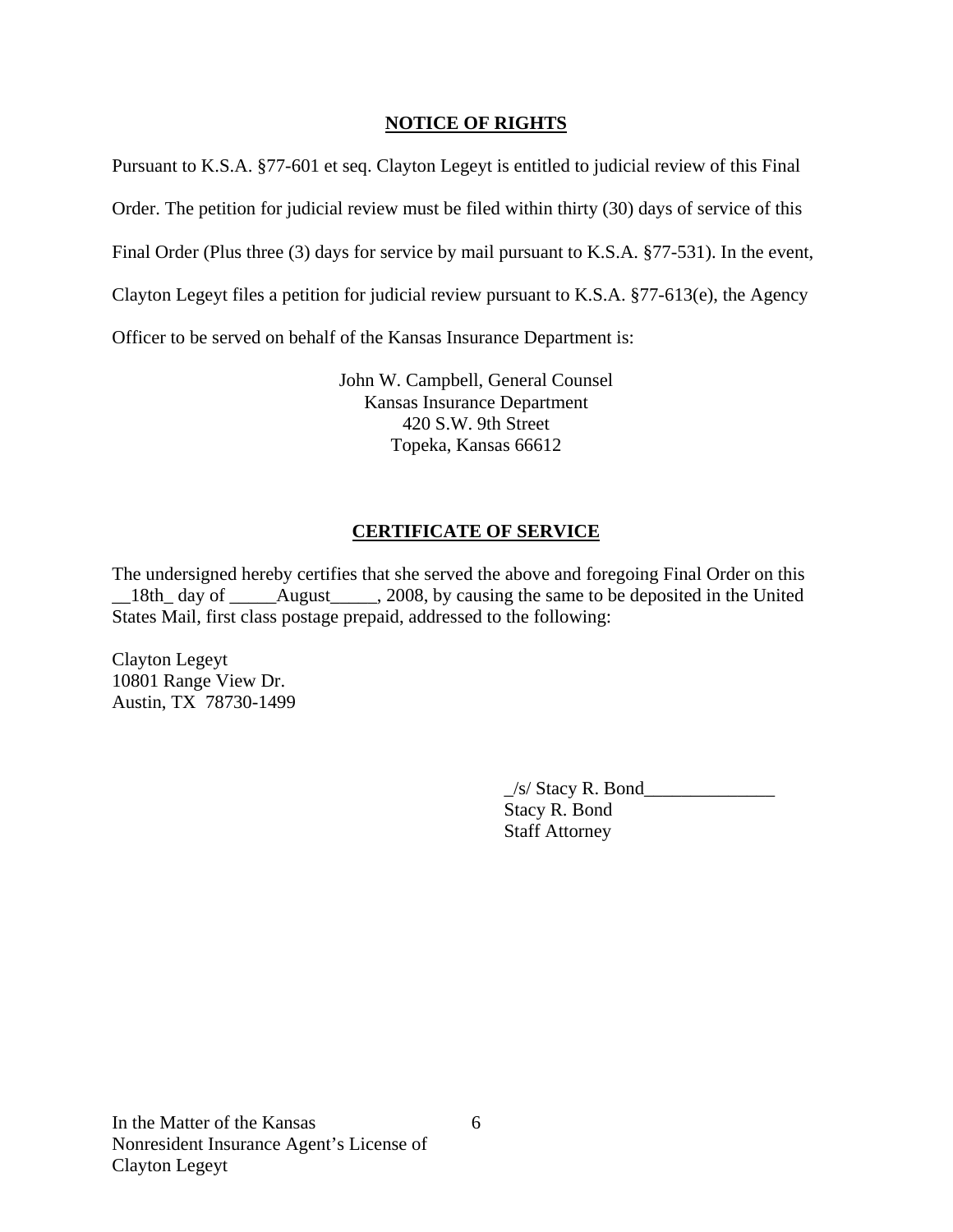## NOTICE OF RIGHTS

Pursuant to K.S.A. §77-601 et seq. Clayton Legeyt is entitled to judicial review of this Final Order. The petition for judicial review must be filed within thirty (30) days of service of this Final Order (Plus three (3) days for service by mail pursuant to K.S.A. §77-531). In the event, Clayton Legeyt files a petition for judicial review pursuant to K.S.A. §77-613(e), the Agency Officer to be served on behalf of the Kansas Insurance Department is:

John W. Campbell, General Counsel
Kansas Insurance Department
420 S.W. 9th Street
Topeka, Kansas 66612

## CERTIFICATE OF SERVICE

The undersigned hereby certifies that she served the above and foregoing Final Order on this __18th_ day of _____August_____, 2008, by causing the same to be deposited in the United States Mail, first class postage prepaid, addressed to the following:

Clayton Legeyt
10801 Range View Dr.
Austin, TX 78730-1499

_/s/ Stacy R. Bond______________
Stacy R. Bond
Staff Attorney

In the Matter of the Kansas
Nonresident Insurance Agent's License of
Clayton Legeyt